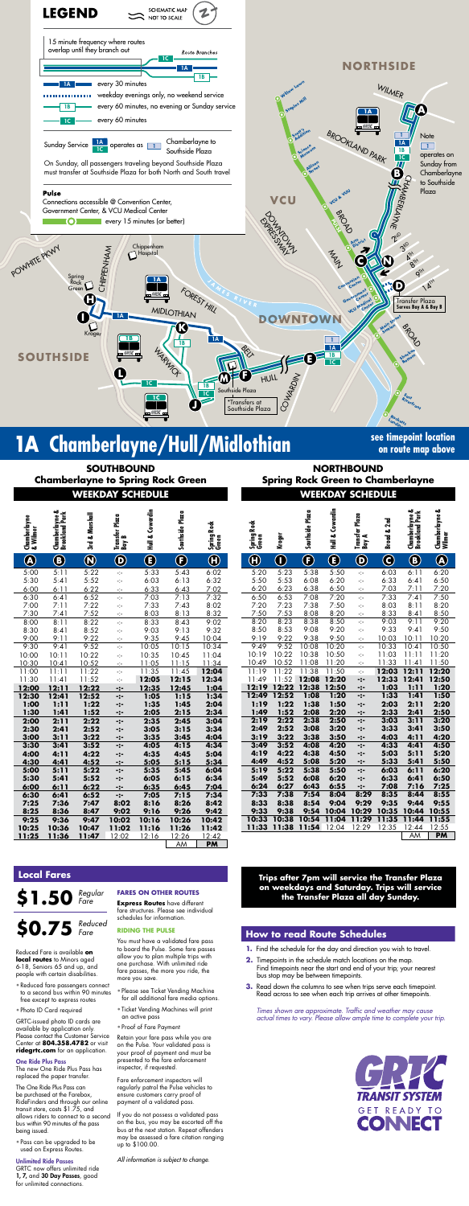# LEGEND

SCHEMATIC MAP NOT TO SCALE

15 minute frequency where routes overlap until they branch out — Route Branches 1C, 1A, 1B

- **1A** every 30 minutes
- weekday evenings only, no weekend service
- **1B** every 60 minutes, no evening or Sunday service
- **1C** every 60 minutes

Sunday Service **1A** **1C** operates as **1** Chamberlayne to Southside Plaza

On Sunday, all passengers traveling beyond Southside Plaza must transfer at Southside Plaza for both North and South travel

**Pulse**

Connections accessible @ Convention Center, Government Center, & VCU Medical Center

every 15 minutes (or better)

**NORTHSIDE**

Note: **1** operates on Sunday from Chamberlayne to Southside Plaza

Transfer Plaza Serves Bay A & Bay B

**VCU** **DOWNTOWN** **SOUTHSIDE**

*Transfers at Southside Plaza

# 1A Chamberlayne/Hull/Midlothian

**see timepoint location on route map above**

## SOUTHBOUND Chamberlayne to Spring Rock Green

### WEEKDAY SCHEDULE

| Chamberlayne & Wilmer (A) | Chamberlayne & Brookland Park (B) | 3rd & Marshall (N) | Transfer Plaza Bay B (D) | Hull & Cowardin (E) | Southside Plaza (F) | Spring Rock Green (H) |
|---|---|---|---|---|---|---|
| 5:00 | 5:11 | 5:22 | -:- | 5:33 | 5:43 | 6:02 |
| 5:30 | 5:41 | 5:52 | -:- | 6:03 | 6:13 | 6:32 |
| 6:00 | 6:11 | 6:22 | -:- | 6:33 | 6:43 | 7:02 |
| 6:30 | 6:41 | 6:52 | -:- | 7:03 | 7:13 | 7:32 |
| 7:00 | 7:11 | 7:22 | -:- | 7:33 | 7:43 | 8:02 |
| 7:30 | 7:41 | 7:52 | -:- | 8:03 | 8:13 | 8:32 |
| 8:00 | 8:11 | 8:22 | -:- | 8:33 | 8:43 | 9:02 |
| 8:30 | 8:41 | 8:52 | -:- | 9:03 | 9:13 | 9:32 |
| 9:00 | 9:11 | 9:22 | -:- | 9:35 | 9:45 | 10:04 |
| 9:30 | 9:41 | 9:52 | -:- | 10:05 | 10:15 | 10:34 |
| 10:00 | 10:11 | 10:22 | -:- | 10:35 | 10:45 | 11:04 |
| 10:30 | 10:41 | 10:52 | -:- | 11:05 | 11:15 | 11:34 |
| 11:00 | 11:11 | 11:22 | -:- | 11:35 | 11:45 | **12:04** |
| 11:30 | 11:41 | 11:52 | -:- | **12:05** | **12:15** | **12:34** |
| **12:00** | **12:11** | **12:22** | -:- | **12:35** | **12:45** | **1:04** |
| **12:30** | **12:41** | **12:52** | -:- | **1:05** | **1:15** | **1:34** |
| **1:00** | **1:11** | **1:22** | -:- | **1:35** | **1:45** | **2:04** |
| **1:30** | **1:41** | **1:52** | -:- | **2:05** | **2:15** | **2:34** |
| **2:00** | **2:11** | **2:22** | -:- | **2:35** | **2:45** | **3:04** |
| **2:30** | **2:41** | **2:52** | -:- | **3:05** | **3:15** | **3:34** |
| **3:00** | **3:11** | **3:22** | -:- | **3:35** | **3:45** | **4:04** |
| **3:30** | **3:41** | **3:52** | -:- | **4:05** | **4:15** | **4:34** |
| **4:00** | **4:11** | **4:22** | -:- | **4:35** | **4:45** | **5:04** |
| **4:30** | **4:41** | **4:52** | -:- | **5:05** | **5:15** | **5:34** |
| **5:00** | **5:11** | **5:22** | -:- | **5:35** | **5:45** | **6:04** |
| **5:30** | **5:41** | **5:52** | -:- | **6:05** | **6:15** | **6:34** |
| **6:00** | **6:11** | **6:22** | -:- | **6:35** | **6:45** | **7:04** |
| **6:30** | **6:41** | **6:52** | -:- | **7:05** | **7:15** | **7:34** |
| **7:25** | **7:36** | **7:47** | **8:02** | **8:16** | **8:26** | **8:42** |
| **8:25** | **8:36** | **8:47** | **9:02** | **9:16** | **9:26** | **9:42** |
| **9:25** | **9:36** | **9:47** | **10:02** | **10:16** | **10:26** | **10:42** |
| **10:25** | **10:36** | **10:47** | **11:02** | **11:16** | **11:26** | **11:42** |
| **11:25** | **11:36** | **11:47** | 12:02 | 12:16 | 12:26 | 12:42 |

AM **PM**

## NORTHBOUND Spring Rock Green to Chamberlayne

### WEEKDAY SCHEDULE

| Spring Rock Green (H) | Kroger (I) | Southside Plaza (F) | Hull & Cowardin (E) | Transfer Plaza Bay A (D) | Broad & 2nd (C) | Chamberlayne & Brookland Park (B) | Chamberlayne & Wilmer (A) |
|---|---|---|---|---|---|---|---|
| 5:20 | 5:23 | 5:38 | 5:50 | -:- | 6:03 | 6:11 | 6:20 |
| 5:50 | 5:53 | 6:08 | 6:20 | -:- | 6:33 | 6:41 | 6:50 |
| 6:20 | 6:23 | 6:38 | 6:50 | -:- | 7:03 | 7:11 | 7:20 |
| 6:50 | 6:53 | 7:08 | 7:20 | -:- | 7:33 | 7:41 | 7:50 |
| 7:20 | 7:23 | 7:38 | 7:50 | -:- | 8:03 | 8:11 | 8:20 |
| 7:50 | 7:53 | 8:08 | 8:20 | -:- | 8:33 | 8:41 | 8:50 |
| 8:20 | 8:23 | 8:38 | 8:50 | -:- | 9:03 | 9:11 | 9:20 |
| 8:50 | 8:53 | 9:08 | 9:20 | -:- | 9:33 | 9:41 | 9:50 |
| 9:19 | 9:22 | 9:38 | 9:50 | -:- | 10:03 | 10:11 | 10:20 |
| 9:49 | 9:52 | 10:08 | 10:20 | -:- | 10:33 | 10:41 | 10:50 |
| 10:19 | 10:22 | 10:38 | 10:50 | -:- | 11:03 | 11:11 | 11:20 |
| 10:49 | 10:52 | 11:08 | 11:20 | -:- | 11:33 | 11:41 | 11:50 |
| 11:19 | 11:22 | 11:38 | 11:50 | -:- | **12:03** | **12:11** | **12:20** |
| 11:49 | 11:52 | **12:08** | **12:20** | -:- | **12:33** | **12:41** | **12:50** |
| **12:19** | **12:22** | **12:38** | **12:50** | -:- | **1:03** | **1:11** | **1:20** |
| **12:49** | **12:52** | **1:08** | **1:20** | -:- | **1:33** | **1:41** | **1:50** |
| **1:19** | **1:22** | **1:38** | **1:50** | -:- | **2:03** | **2:11** | **2:20** |
| **1:49** | **1:52** | **2:08** | **2:20** | -:- | **2:33** | **2:41** | **2:50** |
| **2:19** | **2:22** | **2:38** | **2:50** | -:- | **3:03** | **3:11** | **3:20** |
| **2:49** | **2:52** | **3:08** | **3:20** | -:- | **3:33** | **3:41** | **3:50** |
| **3:19** | **3:22** | **3:38** | **3:50** | -:- | **4:03** | **4:11** | **4:20** |
| **3:49** | **3:52** | **4:08** | **4:20** | -:- | **4:33** | **4:41** | **4:50** |
| **4:19** | **4:22** | **4:38** | **4:50** | -:- | **5:03** | **5:11** | **5:20** |
| **4:49** | **4:52** | **5:08** | **5:20** | -:- | **5:33** | **5:41** | **5:50** |
| **5:19** | **5:22** | **5:38** | **5:50** | -:- | **6:03** | **6:11** | **6:20** |
| **5:49** | **5:52** | **6:08** | **6:20** | -:- | **6:33** | **6:41** | **6:50** |
| **6:24** | **6:27** | **6:43** | **6:55** | -:- | **7:08** | **7:16** | **7:25** |
| **7:33** | **7:38** | **7:54** | **8:04** | **8:29** | **8:35** | **8:44** | **8:55** |
| **8:33** | **8:38** | **8:54** | **9:04** | **9:29** | **9:35** | **9:44** | **9:55** |
| **9:33** | **9:38** | **9:54** | **10:04** | **10:29** | **10:35** | **10:44** | **10:55** |
| **10:33** | **10:38** | **10:54** | **11:04** | **11:29** | **11:35** | **11:44** | **11:55** |
| **11:33** | **11:38** | **11:54** | 12:04 | 12:29 | 12:35 | 12:44 | 12:55 |

AM **PM**

## Local Fares

**$1.50** *Regular Fare*

**$0.75** *Reduced Fare*

Reduced Fare is available **on local routes** to Minors aged 6-18, Seniors 65 and up, and people with certain disabilities.

- Reduced fare passengers connect to a second bus within 90 minutes free except to express routes
- Photo ID Card required

GRTC-issued photo ID cards are available by application only. Please contact the Customer Service Center at **804.358.4782** or visit **ridegrtc.com** for an application.

**One Ride Plus Pass**

The new One Ride Plus Pass has replaced the paper transfer.

The One Ride Plus Pass can be purchased at the Farebox, RideFinders and through our online transit store, costs $1.75, and allows riders to connect to a second bus within 90 minutes of the pass being issued.

- Pass can be upgraded to be used on Express Routes.

**Unlimited Ride Passes**

GRTC now offers unlimited ride **1, 7,** and **30 Day Passes**, good for unlimited connections.

**FARES ON OTHER ROUTES**

**Express Routes** have different fare structures. Please see individual schedules for information.

**RIDING THE PULSE**

You must have a validated fare pass to board the Pulse. Some fare passes allow you to plan multiple trips with one purchase. With unlimited ride fare passes, the more you ride, the more you save.

- Please see Ticket Vending Machine for all additional fare media options.
- Ticket Vending Machines will print an active pass
- Proof of Fare Payment

Retain your fare pass while you are on the Pulse. Your validated pass is your proof of payment and must be presented to the fare enforcement inspector, if requested.

Fare enforcement inspectors will regularly patrol the Pulse vehicles to ensure customers carry proof of payment of a validated pass.

If you do not possess a validated pass on the bus, you may be escorted off the bus at the next station. Repeat offenders may be assessed a fare citation ranging up to $100.00.

*All information is subject to change.*

**Trips after 7pm will service the Transfer Plaza on weekdays and Saturday. Trips will service the Transfer Plaza all day Sunday.**

## How to read Route Schedules

1. Find the schedule for the day and direction you wish to travel.
2. Timepoints in the schedule match locations on the map. Find timepoints near the start and end of your trip; your nearest bus stop may be between timepoints.
3. Read down the columns to see when trips serve each timepoint. Read across to see when each trip arrives at other timepoints.

*Times shown are approximate. Traffic and weather may cause actual times to vary. Please allow ample time to complete your trip.*

GRTC TRANSIT SYSTEM — GET READY TO CONNECT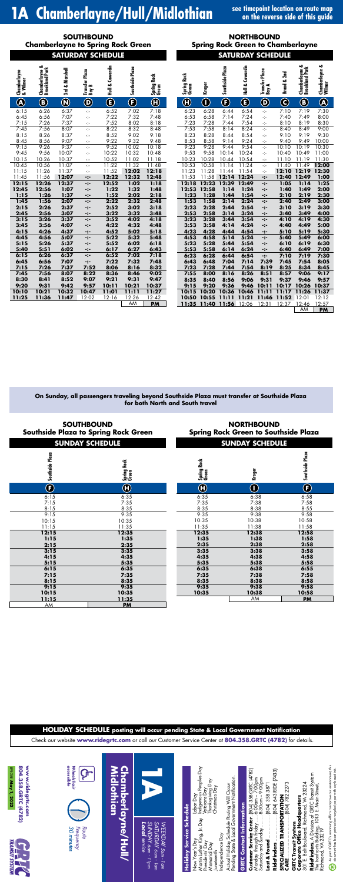# 1A Chamberlayne/Hull/Midlothian

see timepoint location on route map on the reverse side of this guide

## SOUTHBOUND
### Chamberlayne to Spring Rock Green
### SATURDAY SCHEDULE

| Chamberlayne & Wilmer (A) | Chamberlayne & Brookland Park (B) | 3rd & Marshall (N) | Transfer Plaza Bay B (D) | Hull & Cowardin (E) | Southside Plaza (F) | Spring Rock Green (H) |
|---|---|---|---|---|---|---|
| 6:15 | 6:26 | 6:37 | -:- | 6:52 | 7:02 | 7:18 |
| 6:45 | 6:56 | 7:07 | -:- | 7:22 | 7:32 | 7:48 |
| 7:15 | 7:26 | 7:37 | -:- | 7:52 | 8:02 | 8:18 |
| 7:45 | 7:56 | 8:07 | -:- | 8:22 | 8:32 | 8:48 |
| 8:15 | 8:26 | 8:37 | -:- | 8:52 | 9:02 | 9:18 |
| 8:45 | 8:56 | 9:07 | -:- | 9:22 | 9:32 | 9:48 |
| 9:15 | 9:26 | 9:37 | -:- | 9:52 | 10:02 | 10:18 |
| 9:45 | 9:56 | 10:07 | -:- | 10:22 | 10:32 | 10:48 |
| 10:15 | 10:26 | 10:37 | -:- | 10:52 | 11:02 | 11:18 |
| 10:45 | 10:56 | 11:07 | -:- | 11:22 | 11:32 | 11:48 |
| 11:15 | 11:26 | 11:37 | -:- | 11:52 | **12:02** | **12:18** |
| 11:45 | 11:56 | **12:07** | -:- | **12:22** | **12:32** | **12:48** |
| **12:15** | **12:26** | **12:37** | -:- | **12:52** | **1:02** | **1:18** |
| **12:45** | **12:56** | **1:07** | -:- | **1:22** | **1:32** | **1:48** |
| **1:15** | **1:26** | **1:37** | -:- | **1:52** | **2:02** | **2:18** |
| **1:45** | **1:56** | **2:07** | -:- | **2:22** | **2:32** | **2:48** |
| **2:15** | **2:26** | **2:37** | -:- | **2:52** | **3:02** | **3:18** |
| **2:45** | **2:56** | **3:07** | -:- | **3:22** | **3:32** | **3:48** |
| **3:15** | **3:26** | **3:37** | -:- | **3:52** | **4:02** | **4:18** |
| **3:45** | **3:56** | **4:07** | -:- | **4:22** | **4:32** | **4:48** |
| **4:15** | **4:26** | **4:37** | -:- | **4:52** | **5:02** | **5:18** |
| **4:45** | **4:56** | **5:07** | -:- | **5:22** | **5:32** | **5:48** |
| **5:15** | **5:26** | **5:37** | -:- | **5:52** | **6:02** | **6:18** |
| **5:40** | **5:51** | **6:02** | -:- | **6:17** | **6:27** | **6:43** |
| **6:15** | **6:26** | **6:37** | -:- | **6:52** | **7:02** | **7:18** |
| **6:45** | **6:56** | **7:07** | -:- | **7:22** | **7:32** | **7:48** |
| **7:15** | **7:26** | **7:37** | **7:52** | **8:06** | **8:16** | **8:32** |
| **7:45** | **7:56** | **8:07** | **8:22** | **8:36** | **8:46** | **9:02** |
| **8:30** | **8:41** | **8:52** | **9:07** | **9:21** | **9:31** | **9:47** |
| **9:20** | **9:31** | **9:42** | **9:57** | **10:11** | **10:21** | **10:37** |
| **10:10** | **10:21** | **10:32** | **10:47** | **11:01** | **11:11** | **11:27** |
| **11:25** | **11:36** | **11:47** | 12:02 | 12:16 | 12:26 | 12:42 |
| | | | | | AM | **PM** |

## NORTHBOUND
### Spring Rock Green to Chamberlayne
### SATURDAY SCHEDULE

| Spring Rock Green (H) | Kroger (I) | Southside Plaza (F) | Hull & Cowardin (E) | Transfer Plaza Bay A (D) | Broad & 2nd (C) | Chamberlayne & Brookland Park (B) | Chamberlayne & Wilmer (A) |
|---|---|---|---|---|---|---|---|
| 6:23 | 6:28 | 6:44 | 6:54 | -:- | 7:10 | 7:19 | 7:30 |
| 6:53 | 6:58 | 7:14 | 7:24 | -:- | 7:40 | 7:49 | 8:00 |
| 7:23 | 7:28 | 7:44 | 7:54 | -:- | 8:10 | 8:19 | 8:30 |
| 7:53 | 7:58 | 8:14 | 8:24 | -:- | 8:40 | 8:49 | 9:00 |
| 8:23 | 8:28 | 8:44 | 8:54 | -:- | 9:10 | 9:19 | 9:30 |
| 8:53 | 8:58 | 9:14 | 9:24 | -:- | 9:40 | 9:49 | 10:00 |
| 9:23 | 9:28 | 9:44 | 9:54 | -:- | 10:10 | 10:19 | 10:30 |
| 9:53 | 9:58 | 10:14 | 10:24 | -:- | 10:40 | 10:49 | 11:00 |
| 10:23 | 10:28 | 10:44 | 10:54 | -:- | 11:10 | 11:19 | 11:30 |
| 10:53 | 10:58 | 11:14 | 11:24 | -:- | 11:40 | 11:49 | **12:00** |
| 11:23 | 11:28 | 11:44 | 11:54 | -:- | **12:10** | **12:19** | **12:30** |
| 11:53 | 11:58 | **12:14** | **12:24** | -:- | **12:40** | **12:49** | **1:00** |
| **12:18** | **12:23** | **12:39** | **12:49** | -:- | **1:05** | **1:14** | **1:25** |
| **12:53** | **12:58** | **1:14** | **1:24** | -:- | **1:40** | **1:49** | **2:00** |
| **1:23** | **1:28** | **1:44** | **1:54** | -:- | **2:10** | **2:19** | **2:30** |
| **1:53** | **1:58** | **2:14** | **2:24** | -:- | **2:40** | **2:49** | **3:00** |
| **2:23** | **2:28** | **2:44** | **2:54** | -:- | **3:10** | **3:19** | **3:30** |
| **2:53** | **2:58** | **3:14** | **3:24** | -:- | **3:40** | **3:49** | **4:00** |
| **3:23** | **3:28** | **3:44** | **3:54** | -:- | **4:10** | **4:19** | **4:30** |
| **3:53** | **3:58** | **4:14** | **4:24** | -:- | **4:40** | **4:49** | **5:00** |
| **4:23** | **4:28** | **4:44** | **4:54** | -:- | **5:10** | **5:19** | **5:30** |
| **4:53** | **4:58** | **5:14** | **5:24** | -:- | **5:40** | **5:49** | **6:00** |
| **5:23** | **5:28** | **5:44** | **5:54** | -:- | **6:10** | **6:19** | **6:30** |
| **5:53** | **5:58** | **6:14** | **6:24** | -:- | **6:40** | **6:49** | **7:00** |
| **6:23** | **6:28** | **6:44** | **6:54** | -:- | **7:10** | **7:19** | **7:30** |
| **6:43** | **6:48** | **7:04** | **7:14** | **7:39** | **7:45** | **7:54** | **8:05** |
| **7:23** | **7:28** | **7:44** | **7:54** | **8:19** | **8:25** | **8:34** | **8:45** |
| **7:55** | **8:00** | **8:16** | **8:26** | **8:51** | **8:57** | **9:06** | **9:17** |
| **8:35** | **8:40** | **8:56** | **9:06** | **9:31** | **9:37** | **9:46** | **9:57** |
| **9:15** | **9:20** | **9:36** | **9:46** | **10:11** | **10:17** | **10:26** | **10:37** |
| **10:15** | **10:20** | **10:36** | **10:46** | **11:11** | **11:17** | **11:26** | **11:37** |
| **10:50** | **10:55** | **11:11** | **11:21** | **11:46** | **11:52** | 12:01 | 12:12 |
| **11:35** | **11:40** | **11:56** | 12:06 | 12:31 | 12:37 | 12:46 | 12:57 |
| | | | | | | AM | **PM** |

**On Sunday, all passengers traveling beyond Southside Plaza must transfer at Southside Plaza for both North and South travel**

## SOUTHBOUND
### Southside Plaza to Spring Rock Green
### SUNDAY SCHEDULE

| Southside Plaza (F) | Spring Rock Green (H) |
|---|---|
| 6:15 | 6:35 |
| 7:15 | 7:35 |
| 8:15 | 8:35 |
| 9:15 | 9:35 |
| 10:15 | 10:35 |
| 11:15 | 11:35 |
| **12:15** | **12:35** |
| **1:15** | **1:35** |
| **2:15** | **2:35** |
| **3:15** | **3:35** |
| **4:15** | **4:35** |
| **5:15** | **5:35** |
| **6:15** | **6:35** |
| **7:15** | **7:35** |
| **8:15** | **8:35** |
| **9:15** | **9:35** |
| **10:15** | **10:35** |
| **11:15** | **11:35** |
| AM | **PM** |

## NORTHBOUND
### Spring Rock Green to Southside Plaza
### SUNDAY SCHEDULE

| Spring Rock Green (H) | Kroger (I) | Southside Plaza (F) |
|---|---|---|
| 6:35 | 6:38 | 6:58 |
| 7:35 | 7:38 | 7:58 |
| 8:35 | 8:38 | 8:55 |
| 9:35 | 9:38 | 9:58 |
| 10:35 | 10:38 | 10:58 |
| 11:35 | 11:38 | 11:58 |
| **12:35** | **12:38** | **12:58** |
| **1:35** | **1:38** | **1:58** |
| **2:35** | **2:38** | **2:58** |
| **3:35** | **3:38** | **3:58** |
| **4:35** | **4:38** | **4:58** |
| **5:35** | **5:38** | **5:58** |
| **6:35** | **6:38** | **6:55** |
| **7:35** | **7:38** | **7:58** |
| **8:35** | **8:38** | **8:58** |
| **9:35** | **9:38** | **9:58** |
| **10:35** | **10:38** | **10:58** |
| | AM | **PM** |

**HOLIDAY SCHEDULE posting will occur pending State & Local Government Notification**

Check our website **www.ridegrtc.com** or call our Customer Service Center at **804.358.GRTC (4782)** for details.

# 1A Chamberlayne/Hull/Midlothian

WEEKDAY 5am - 1am
SATURDAY 6am - 1am
SUNDAY 6am - 11pm

**Local** service

Wheelchair accessible

Route Frequency 30 minutes

www.ridegrtc.com
804.358.GRTC (4782)

EFFECTIVE **May 1, 2022**

GRTC TRANSIT SYSTEM

### Holiday Service Schedule

New Year's Day
Martin Luther King, Jr. Day
Presidents' Day
Memorial Day
Juneteenth
Independence Day
Labor Day
Indigenous Peoples Day
Veterans Day
Thanksgiving Day
Christmas Day

Actual Holiday Schedule Posting Will Occur Pending State & Local Government Notification.

### GRTC Contact Information

**Customer Service Center** (804) 358-GRTC (4782)
Monday through Friday ......... 6:00am – 9:00pm
Saturday and Sunday .............. 8:30am – 5:00pm
**Lost & Found** ..................... (804) 358-3871
**RideFinders** ........... (804) 643-RIDE (7433)
**SPECIALIZED TRANSPORTATION**
**CARE** ................................. (804) 782-2273

**GRTC Transit System**
**Corporate Office Headquarters**
301 E. Belt Boulevard, Richmond, VA 23224
**RideFinders**, A Division of GRTC Transit System
The Ironfronts Building, 1013 E. Main Street,
Richmond, VA 23219

As part of GRTC's continuing efforts to improve our environment this document has been printed on recycled paper with soy-based ink.